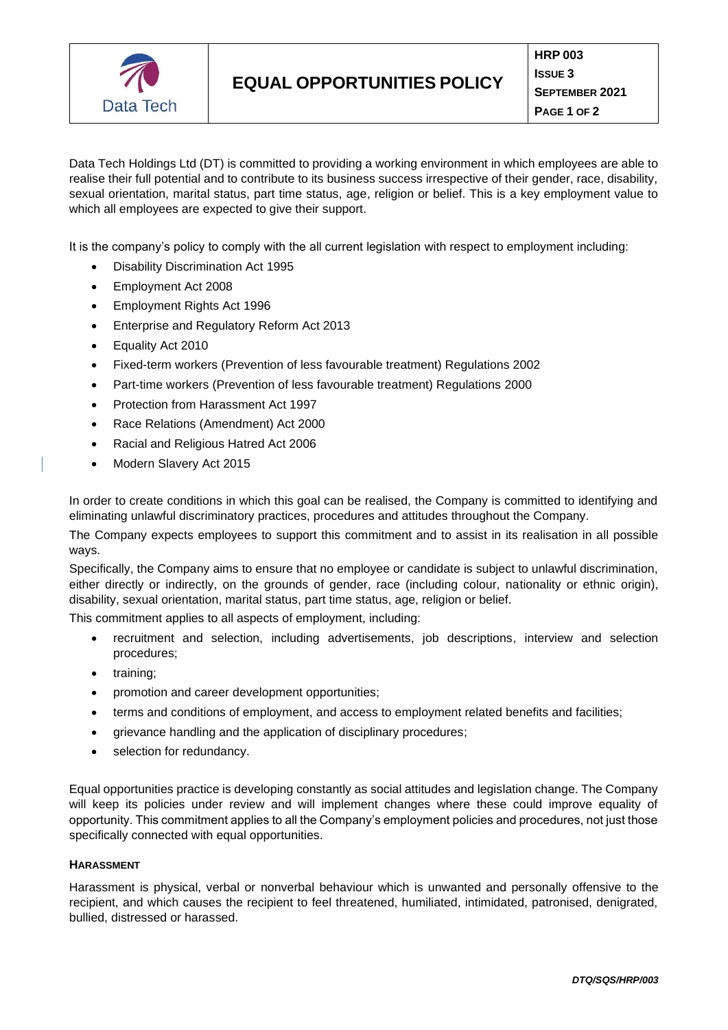# EQUAL OPPORTUNITIES POLICY

**HRP 003**
**ISSUE 3**
**SEPTEMBER 2021**

Data Tech Holdings Ltd (DT) is committed to providing a working environment in which employees are able to realise their full potential and to contribute to its business success irrespective of their gender, race, disability, sexual orientation, marital status, part time status, age, religion or belief. This is a key employment value to which all employees are expected to give their support.

It is the company's policy to comply with the all current legislation with respect to employment including:

- Disability Discrimination Act 1995
- Employment Act 2008
- Employment Rights Act 1996
- Enterprise and Regulatory Reform Act 2013
- Equality Act 2010
- Fixed-term workers (Prevention of less favourable treatment) Regulations 2002
- Part-time workers (Prevention of less favourable treatment) Regulations 2000
- Protection from Harassment Act 1997
- Race Relations (Amendment) Act 2000
- Racial and Religious Hatred Act 2006
- Modern Slavery Act 2015

In order to create conditions in which this goal can be realised, the Company is committed to identifying and eliminating unlawful discriminatory practices, procedures and attitudes throughout the Company.

The Company expects employees to support this commitment and to assist in its realisation in all possible ways.

Specifically, the Company aims to ensure that no employee or candidate is subject to unlawful discrimination, either directly or indirectly, on the grounds of gender, race (including colour, nationality or ethnic origin), disability, sexual orientation, marital status, part time status, age, religion or belief.

This commitment applies to all aspects of employment, including:

- recruitment and selection, including advertisements, job descriptions, interview and selection procedures;
- training;
- promotion and career development opportunities;
- terms and conditions of employment, and access to employment related benefits and facilities;
- grievance handling and the application of disciplinary procedures;
- selection for redundancy.

Equal opportunities practice is developing constantly as social attitudes and legislation change. The Company will keep its policies under review and will implement changes where these could improve equality of opportunity. This commitment applies to all the Company's employment policies and procedures, not just those specifically connected with equal opportunities.

## HARASSMENT

Harassment is physical, verbal or nonverbal behaviour which is unwanted and personally offensive to the recipient, and which causes the recipient to feel threatened, humiliated, intimidated, patronised, denigrated, bullied, distressed or harassed.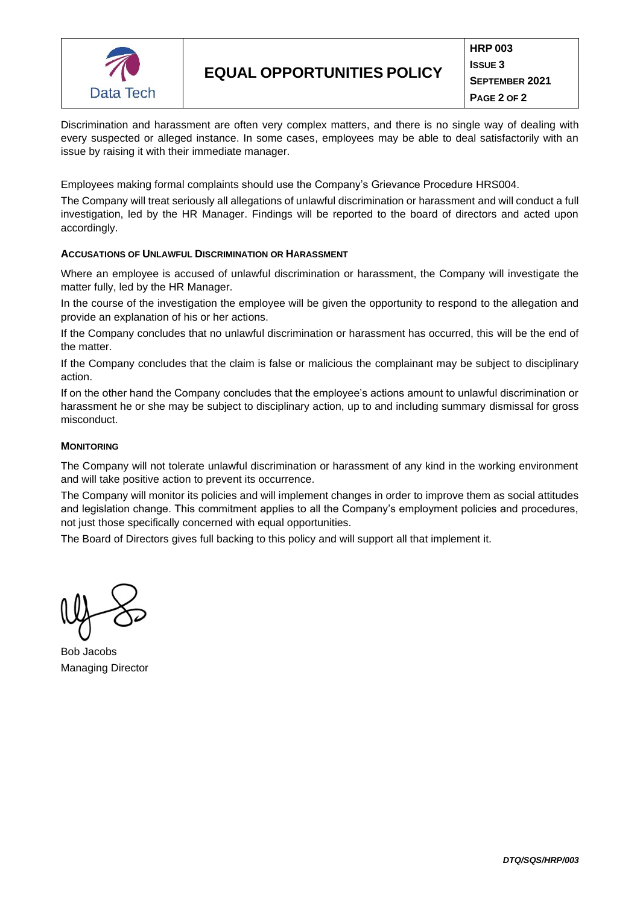Discrimination and harassment are often very complex matters, and there is no single way of dealing with every suspected or alleged instance. In some cases, employees may be able to deal satisfactorily with an issue by raising it with their immediate manager.

Employees making formal complaints should use the Company's Grievance Procedure HRS004.

The Company will treat seriously all allegations of unlawful discrimination or harassment and will conduct a full investigation, led by the HR Manager. Findings will be reported to the board of directors and acted upon accordingly.

#### ACCUSATIONS OF UNLAWFUL DISCRIMINATION OR HARASSMENT

Where an employee is accused of unlawful discrimination or harassment, the Company will investigate the matter fully, led by the HR Manager.

In the course of the investigation the employee will be given the opportunity to respond to the allegation and provide an explanation of his or her actions.

If the Company concludes that no unlawful discrimination or harassment has occurred, this will be the end of the matter.

If the Company concludes that the claim is false or malicious the complainant may be subject to disciplinary action.

If on the other hand the Company concludes that the employee's actions amount to unlawful discrimination or harassment he or she may be subject to disciplinary action, up to and including summary dismissal for gross misconduct.

#### MONITORING

The Company will not tolerate unlawful discrimination or harassment of any kind in the working environment and will take positive action to prevent its occurrence.

The Company will monitor its policies and will implement changes in order to improve them as social attitudes and legislation change. This commitment applies to all the Company's employment policies and procedures, not just those specifically concerned with equal opportunities.

The Board of Directors gives full backing to this policy and will support all that implement it.

Bob Jacobs
Managing Director